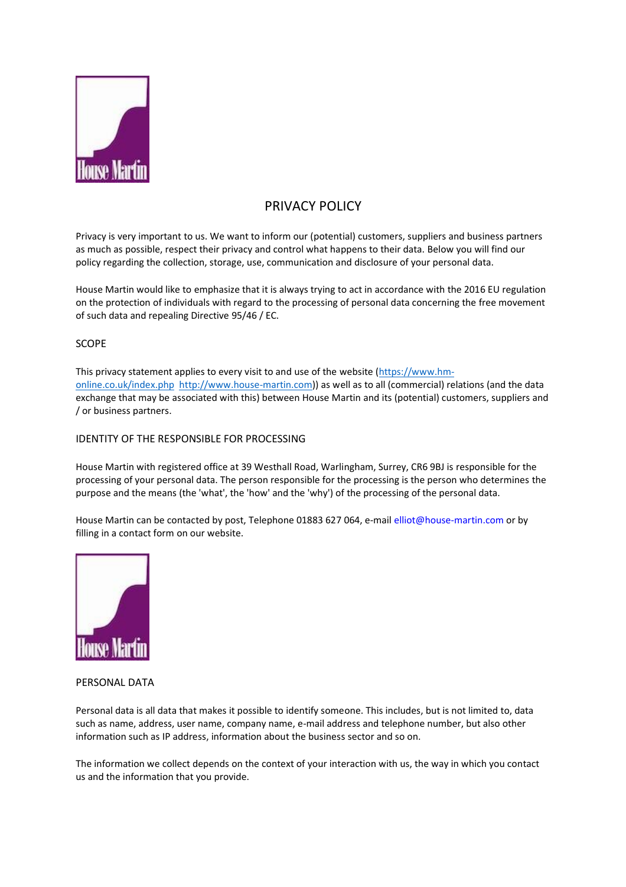# PRIVACY POLICY

Privacy is very important to us. We want to inform our (potential) customers, suppliers and business partners as much as possible, respect their privacy and control what happens to their data. Below you will find our policy regarding the collection, storage, use, communication and disclosure of your personal data.

House Martin would like to emphasize that it is always trying to act in accordance with the 2016 EU regulation on the protection of individuals with regard to the processing of personal data concerning the free movement of such data and repealing Directive 95/46 / EC.

## SCOPE

This privacy statement applies to every visit to and use of the website (https://www.hm-online.co.uk/index.php http://www.house-martin.com)) as well as to all (commercial) relations (and the data exchange that may be associated with this) between House Martin and its (potential) customers, suppliers and / or business partners.

## IDENTITY OF THE RESPONSIBLE FOR PROCESSING

House Martin with registered office at 39 Westhall Road, Warlingham, Surrey, CR6 9BJ is responsible for the processing of your personal data. The person responsible for the processing is the person who determines the purpose and the means (the 'what', the 'how' and the 'why') of the processing of the personal data.

House Martin can be contacted by post, Telephone 01883 627 064, e-mail elliot@house-martin.com or by filling in a contact form on our website.

## PERSONAL DATA

Personal data is all data that makes it possible to identify someone. This includes, but is not limited to, data such as name, address, user name, company name, e-mail address and telephone number, but also other information such as IP address, information about the business sector and so on.

The information we collect depends on the context of your interaction with us, the way in which you contact us and the information that you provide.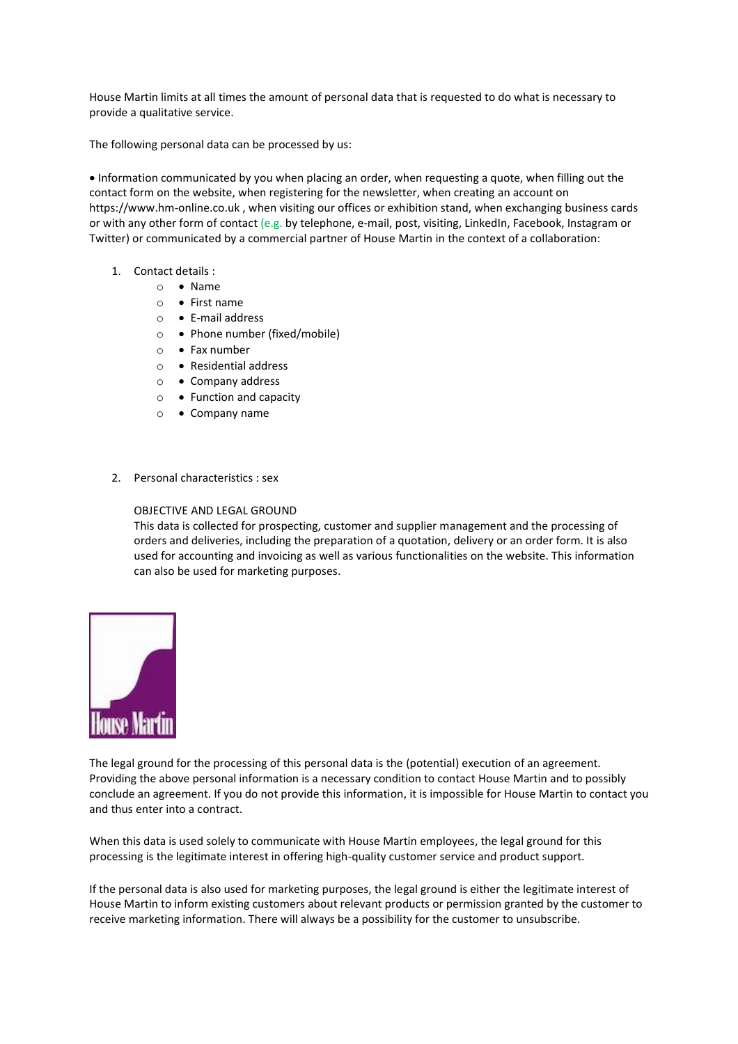House Martin limits at all times the amount of personal data that is requested to do what is necessary to provide a qualitative service.

The following personal data can be processed by us:

• Information communicated by you when placing an order, when requesting a quote, when filling out the contact form on the website, when registering for the newsletter, when creating an account on https://www.hm-online.co.uk , when visiting our offices or exhibition stand, when exchanging business cards or with any other form of contact (e.g. by telephone, e-mail, post, visiting, LinkedIn, Facebook, Instagram or Twitter) or communicated by a commercial partner of House Martin in the context of a collaboration:

1. Contact details :
    - Name
    - First name
    - E-mail address
    - Phone number (fixed/mobile)
    - Fax number
    - Residential address
    - Company address
    - Function and capacity
    - Company name

2. Personal characteristics : sex

    OBJECTIVE AND LEGAL GROUND

    This data is collected for prospecting, customer and supplier management and the processing of orders and deliveries, including the preparation of a quotation, delivery or an order form. It is also used for accounting and invoicing as well as various functionalities on the website. This information can also be used for marketing purposes.

The legal ground for the processing of this personal data is the (potential) execution of an agreement. Providing the above personal information is a necessary condition to contact House Martin and to possibly conclude an agreement. If you do not provide this information, it is impossible for House Martin to contact you and thus enter into a contract.

When this data is used solely to communicate with House Martin employees, the legal ground for this processing is the legitimate interest in offering high-quality customer service and product support.

If the personal data is also used for marketing purposes, the legal ground is either the legitimate interest of House Martin to inform existing customers about relevant products or permission granted by the customer to receive marketing information. There will always be a possibility for the customer to unsubscribe.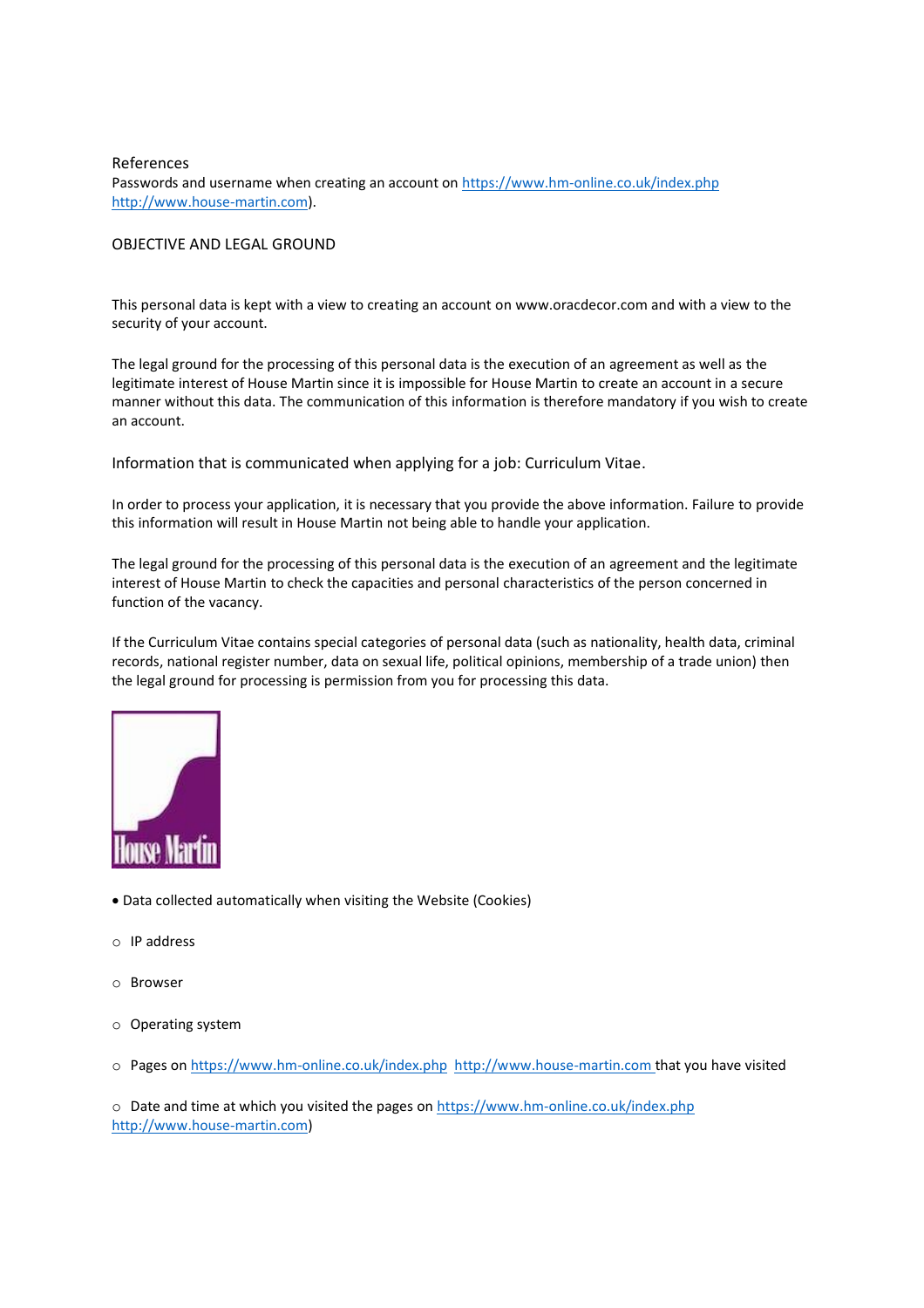References

Passwords and username when creating an account on https://www.hm-online.co.uk/index.php http://www.house-martin.com).

OBJECTIVE AND LEGAL GROUND

This personal data is kept with a view to creating an account on www.oracdecor.com and with a view to the security of your account.

The legal ground for the processing of this personal data is the execution of an agreement as well as the legitimate interest of House Martin since it is impossible for House Martin to create an account in a secure manner without this data. The communication of this information is therefore mandatory if you wish to create an account.

Information that is communicated when applying for a job: Curriculum Vitae.

In order to process your application, it is necessary that you provide the above information. Failure to provide this information will result in House Martin not being able to handle your application.

The legal ground for the processing of this personal data is the execution of an agreement and the legitimate interest of House Martin to check the capacities and personal characteristics of the person concerned in function of the vacancy.

If the Curriculum Vitae contains special categories of personal data (such as nationality, health data, criminal records, national register number, data on sexual life, political opinions, membership of a trade union) then the legal ground for processing is permission from you for processing this data.

House Martin

- Data collected automatically when visiting the Website (Cookies)
  - IP address
  - Browser
  - Operating system
  - Pages on https://www.hm-online.co.uk/index.php http://www.house-martin.com that you have visited
  - Date and time at which you visited the pages on https://www.hm-online.co.uk/index.php http://www.house-martin.com)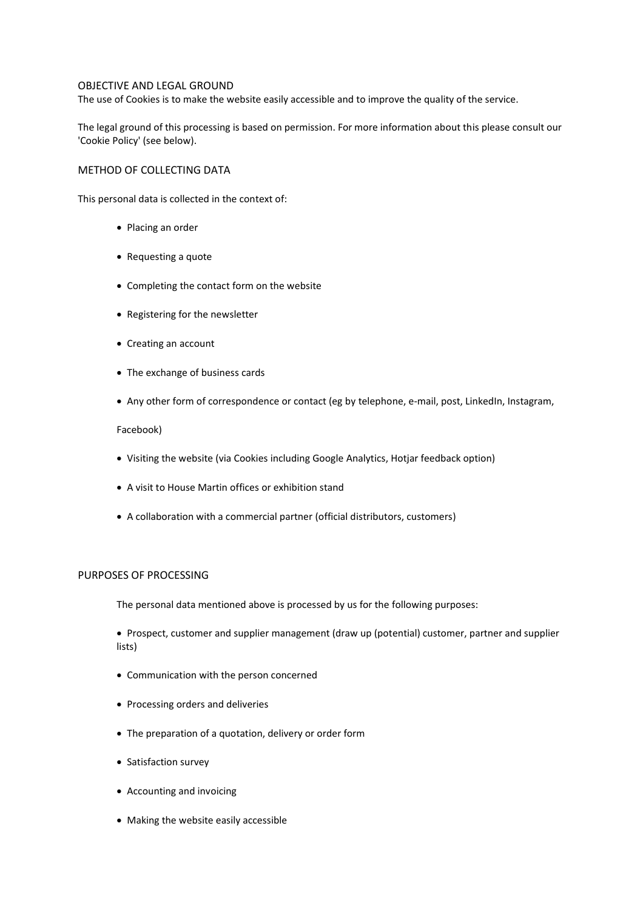## OBJECTIVE AND LEGAL GROUND

The use of Cookies is to make the website easily accessible and to improve the quality of the service.

The legal ground of this processing is based on permission. For more information about this please consult our 'Cookie Policy' (see below).

## METHOD OF COLLECTING DATA

This personal data is collected in the context of:

- Placing an order
- Requesting a quote
- Completing the contact form on the website
- Registering for the newsletter
- Creating an account
- The exchange of business cards
- Any other form of correspondence or contact (eg by telephone, e-mail, post, LinkedIn, Instagram, Facebook)
- Visiting the website (via Cookies including Google Analytics, Hotjar feedback option)
- A visit to House Martin offices or exhibition stand
- A collaboration with a commercial partner (official distributors, customers)

## PURPOSES OF PROCESSING

The personal data mentioned above is processed by us for the following purposes:

- Prospect, customer and supplier management (draw up (potential) customer, partner and supplier lists)
- Communication with the person concerned
- Processing orders and deliveries
- The preparation of a quotation, delivery or order form
- Satisfaction survey
- Accounting and invoicing
- Making the website easily accessible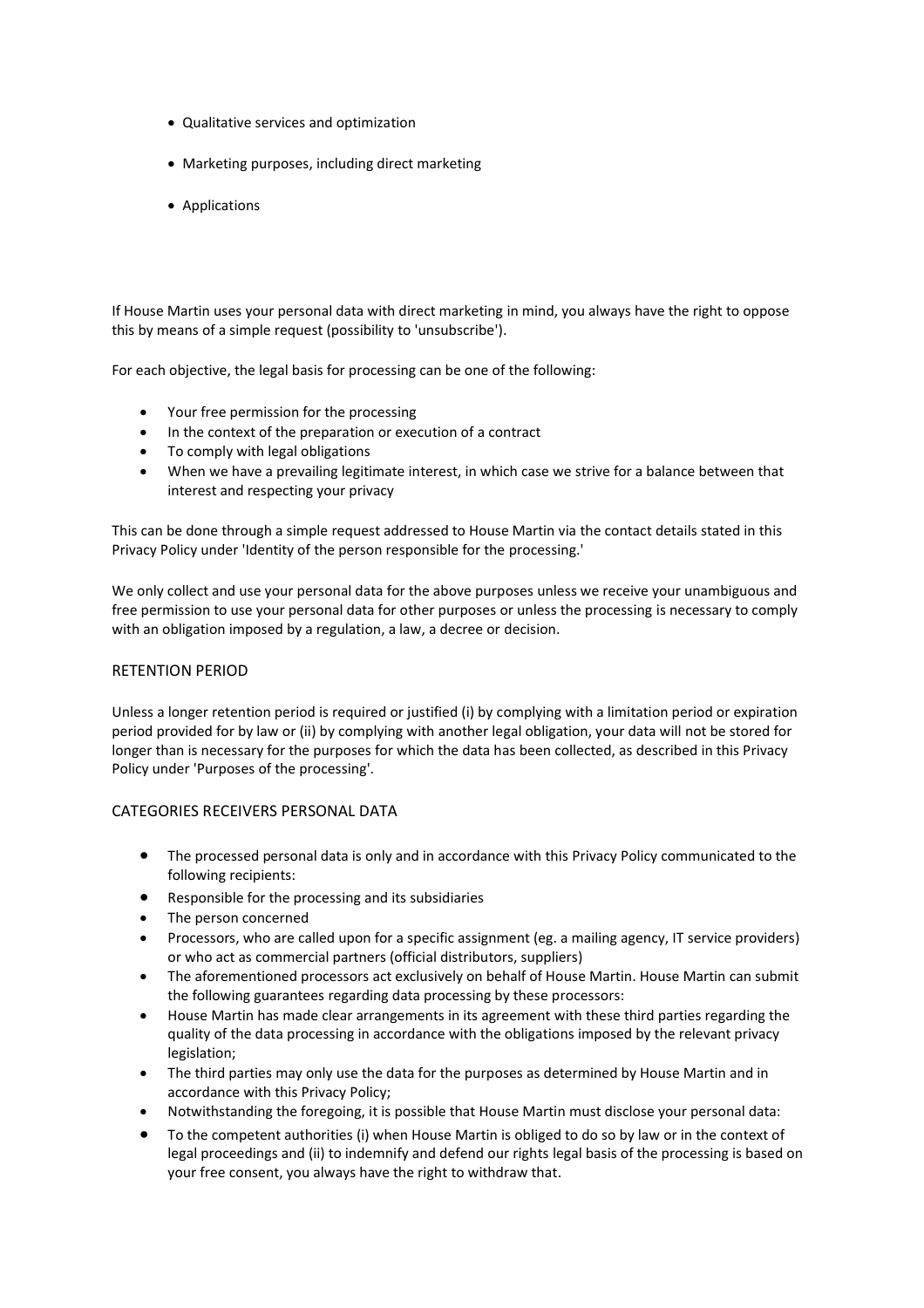- Qualitative services and optimization
- Marketing purposes, including direct marketing
- Applications

If House Martin uses your personal data with direct marketing in mind, you always have the right to oppose this by means of a simple request (possibility to 'unsubscribe').

For each objective, the legal basis for processing can be one of the following:

- Your free permission for the processing
- In the context of the preparation or execution of a contract
- To comply with legal obligations
- When we have a prevailing legitimate interest, in which case we strive for a balance between that interest and respecting your privacy

This can be done through a simple request addressed to House Martin via the contact details stated in this Privacy Policy under 'Identity of the person responsible for the processing.'

We only collect and use your personal data for the above purposes unless we receive your unambiguous and free permission to use your personal data for other purposes or unless the processing is necessary to comply with an obligation imposed by a regulation, a law, a decree or decision.

## RETENTION PERIOD

Unless a longer retention period is required or justified (i) by complying with a limitation period or expiration period provided for by law or (ii) by complying with another legal obligation, your data will not be stored for longer than is necessary for the purposes for which the data has been collected, as described in this Privacy Policy under 'Purposes of the processing'.

## CATEGORIES RECEIVERS PERSONAL DATA

- The processed personal data is only and in accordance with this Privacy Policy communicated to the following recipients:
- Responsible for the processing and its subsidiaries
- The person concerned
- Processors, who are called upon for a specific assignment (eg. a mailing agency, IT service providers) or who act as commercial partners (official distributors, suppliers)
- The aforementioned processors act exclusively on behalf of House Martin. House Martin can submit the following guarantees regarding data processing by these processors:
- House Martin has made clear arrangements in its agreement with these third parties regarding the quality of the data processing in accordance with the obligations imposed by the relevant privacy legislation;
- The third parties may only use the data for the purposes as determined by House Martin and in accordance with this Privacy Policy;
- Notwithstanding the foregoing, it is possible that House Martin must disclose your personal data:
- To the competent authorities (i) when House Martin is obliged to do so by law or in the context of legal proceedings and (ii) to indemnify and defend our rights legal basis of the processing is based on your free consent, you always have the right to withdraw that.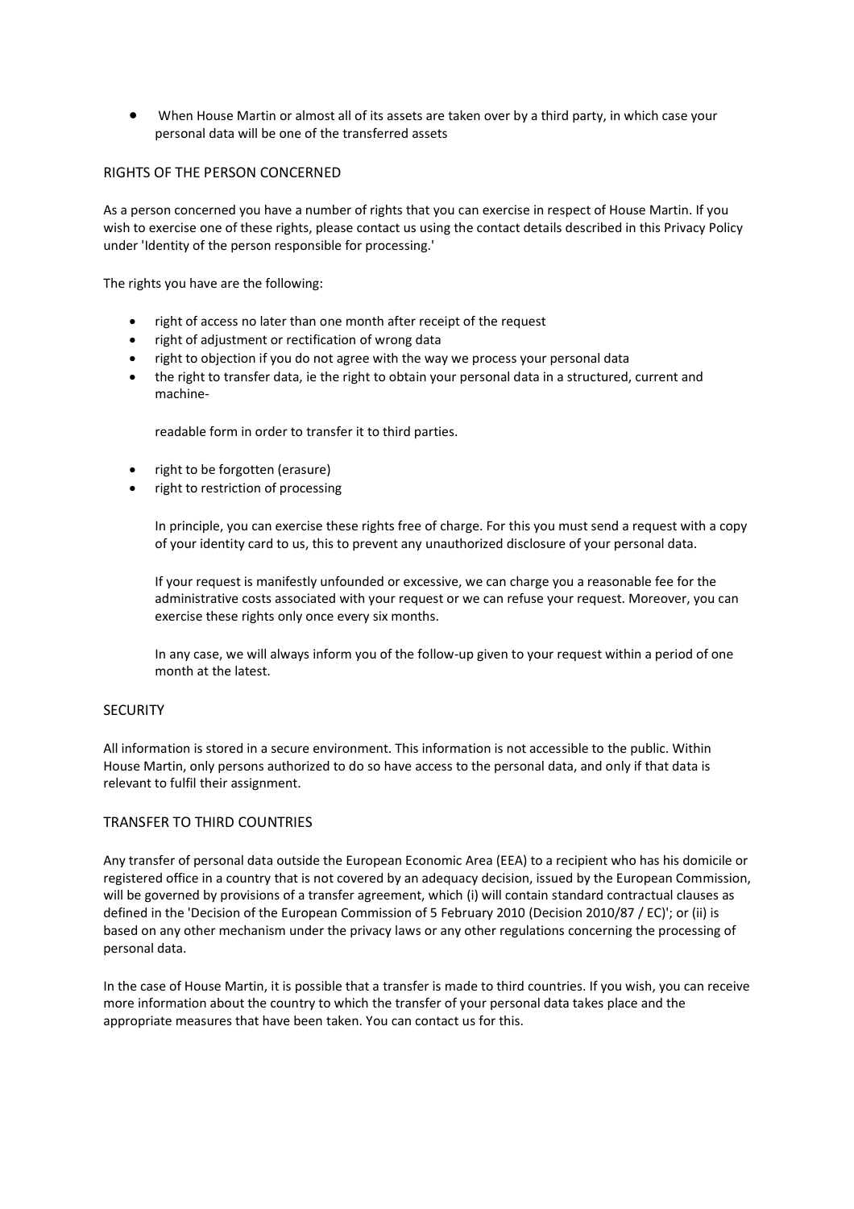- When House Martin or almost all of its assets are taken over by a third party, in which case your personal data will be one of the transferred assets

## RIGHTS OF THE PERSON CONCERNED

As a person concerned you have a number of rights that you can exercise in respect of House Martin. If you wish to exercise one of these rights, please contact us using the contact details described in this Privacy Policy under 'Identity of the person responsible for processing.'

The rights you have are the following:

- right of access no later than one month after receipt of the request
- right of adjustment or rectification of wrong data
- right to objection if you do not agree with the way we process your personal data
- the right to transfer data, ie the right to obtain your personal data in a structured, current and machine-

  readable form in order to transfer it to third parties.

- right to be forgotten (erasure)
- right to restriction of processing

  In principle, you can exercise these rights free of charge. For this you must send a request with a copy of your identity card to us, this to prevent any unauthorized disclosure of your personal data.

  If your request is manifestly unfounded or excessive, we can charge you a reasonable fee for the administrative costs associated with your request or we can refuse your request. Moreover, you can exercise these rights only once every six months.

  In any case, we will always inform you of the follow-up given to your request within a period of one month at the latest.

## SECURITY

All information is stored in a secure environment. This information is not accessible to the public. Within House Martin, only persons authorized to do so have access to the personal data, and only if that data is relevant to fulfil their assignment.

## TRANSFER TO THIRD COUNTRIES

Any transfer of personal data outside the European Economic Area (EEA) to a recipient who has his domicile or registered office in a country that is not covered by an adequacy decision, issued by the European Commission, will be governed by provisions of a transfer agreement, which (i) will contain standard contractual clauses as defined in the 'Decision of the European Commission of 5 February 2010 (Decision 2010/87 / EC)'; or (ii) is based on any other mechanism under the privacy laws or any other regulations concerning the processing of personal data.

In the case of House Martin, it is possible that a transfer is made to third countries. If you wish, you can receive more information about the country to which the transfer of your personal data takes place and the appropriate measures that have been taken. You can contact us for this.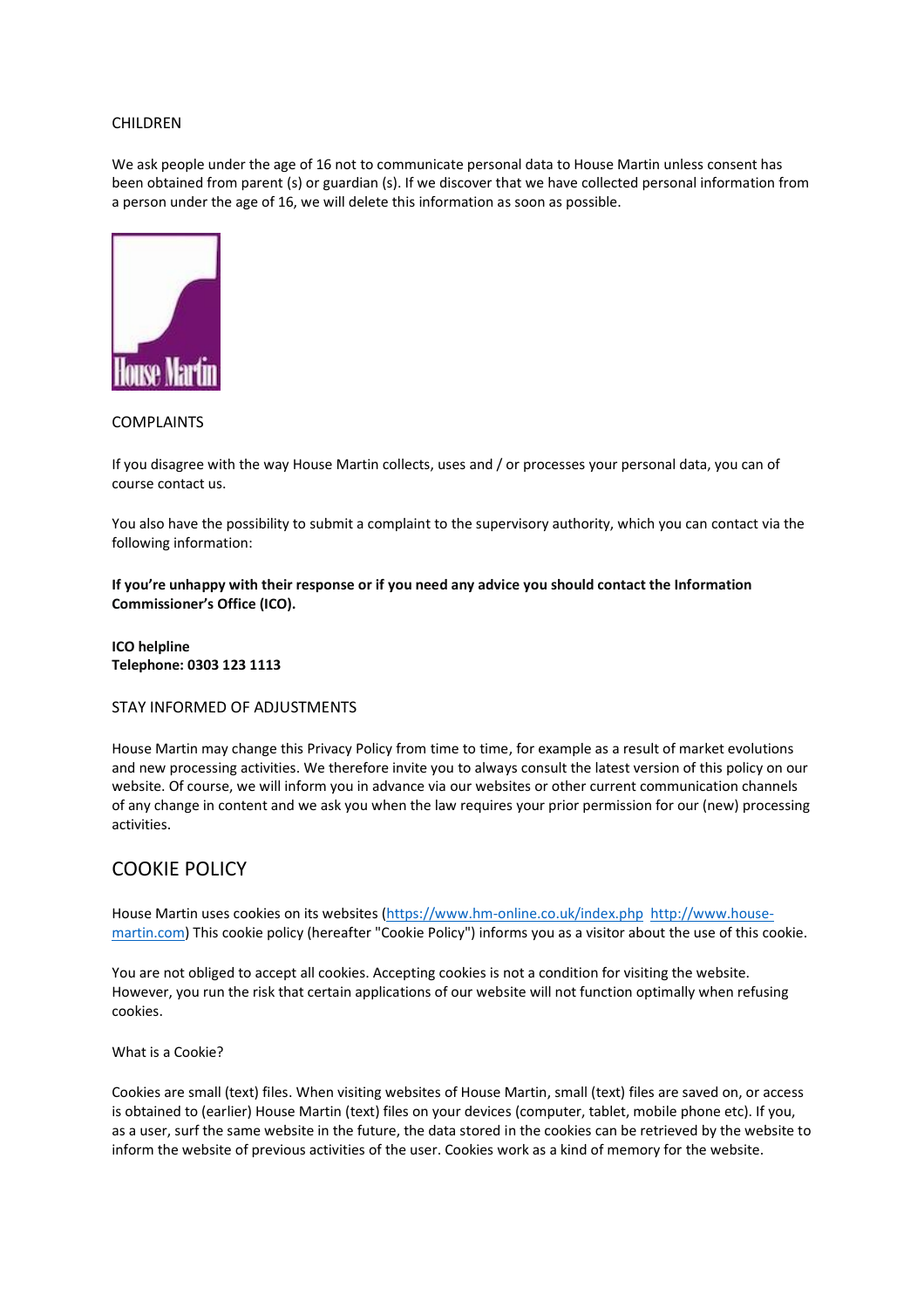CHILDREN

We ask people under the age of 16 not to communicate personal data to House Martin unless consent has been obtained from parent (s) or guardian (s). If we discover that we have collected personal information from a person under the age of 16, we will delete this information as soon as possible.

COMPLAINTS

If you disagree with the way House Martin collects, uses and / or processes your personal data, you can of course contact us.

You also have the possibility to submit a complaint to the supervisory authority, which you can contact via the following information:

**If you're unhappy with their response or if you need any advice you should contact the Information Commissioner's Office (ICO).**

**ICO helpline**
**Telephone: 0303 123 1113**

STAY INFORMED OF ADJUSTMENTS

House Martin may change this Privacy Policy from time to time, for example as a result of market evolutions and new processing activities. We therefore invite you to always consult the latest version of this policy on our website. Of course, we will inform you in advance via our websites or other current communication channels of any change in content and we ask you when the law requires your prior permission for our (new) processing activities.

## COOKIE POLICY

House Martin uses cookies on its websites ([https://www.hm-online.co.uk/index.php](https://www.hm-online.co.uk/index.php) [http://www.house-martin.com](http://www.house-martin.com)) This cookie policy (hereafter "Cookie Policy") informs you as a visitor about the use of this cookie.

You are not obliged to accept all cookies. Accepting cookies is not a condition for visiting the website. However, you run the risk that certain applications of our website will not function optimally when refusing cookies.

What is a Cookie?

Cookies are small (text) files. When visiting websites of House Martin, small (text) files are saved on, or access is obtained to (earlier) House Martin (text) files on your devices (computer, tablet, mobile phone etc). If you, as a user, surf the same website in the future, the data stored in the cookies can be retrieved by the website to inform the website of previous activities of the user. Cookies work as a kind of memory for the website.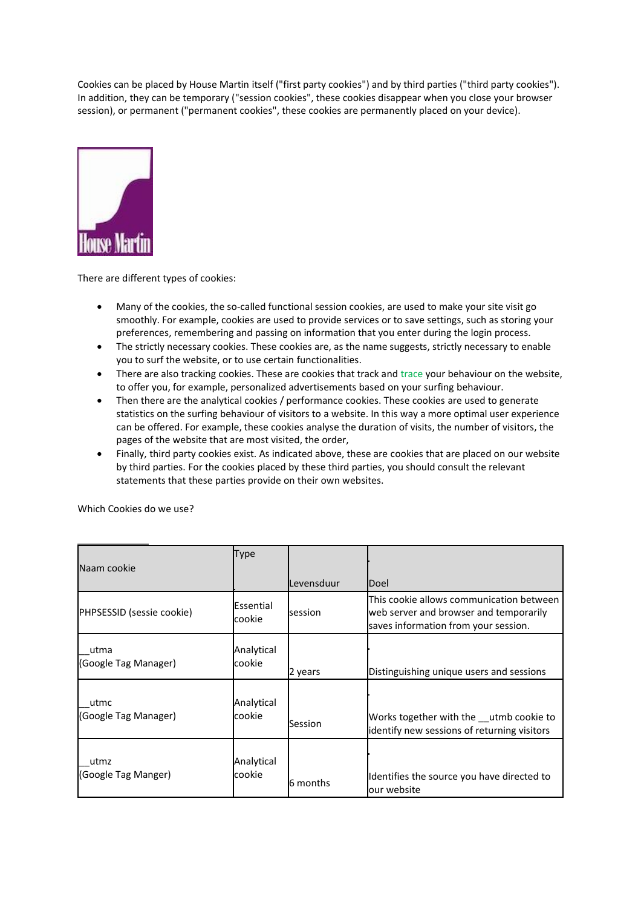Cookies can be placed by House Martin itself ("first party cookies") and by third parties ("third party cookies"). In addition, they can be temporary ("session cookies", these cookies disappear when you close your browser session), or permanent ("permanent cookies", these cookies are permanently placed on your device).

There are different types of cookies:

- Many of the cookies, the so-called functional session cookies, are used to make your site visit go smoothly. For example, cookies are used to provide services or to save settings, such as storing your preferences, remembering and passing on information that you enter during the login process.
- The strictly necessary cookies. These cookies are, as the name suggests, strictly necessary to enable you to surf the website, or to use certain functionalities.
- There are also tracking cookies. These are cookies that track and trace your behaviour on the website, to offer you, for example, personalized advertisements based on your surfing behaviour.
- Then there are the analytical cookies / performance cookies. These cookies are used to generate statistics on the surfing behaviour of visitors to a website. In this way a more optimal user experience can be offered. For example, these cookies analyse the duration of visits, the number of visitors, the pages of the website that are most visited, the order,
- Finally, third party cookies exist. As indicated above, these are cookies that are placed on our website by third parties. For the cookies placed by these third parties, you should consult the relevant statements that these parties provide on their own websites.

Which Cookies do we use?

| Naam cookie | Type | Levensduur | Doel |
|---|---|---|---|
| PHPSESSID (sessie cookie) | Essential cookie | session | This cookie allows communication between web server and browser and temporarily saves information from your session. |
| __utma (Google Tag Manager) | Analytical cookie | 2 years | Distinguishing unique users and sessions |
| __utmc (Google Tag Manager) | Analytical cookie | Session | Works together with the __utmb cookie to identify new sessions of returning visitors |
| __utmz (Google Tag Manger) | Analytical cookie | 6 months | Identifies the source you have directed to our website |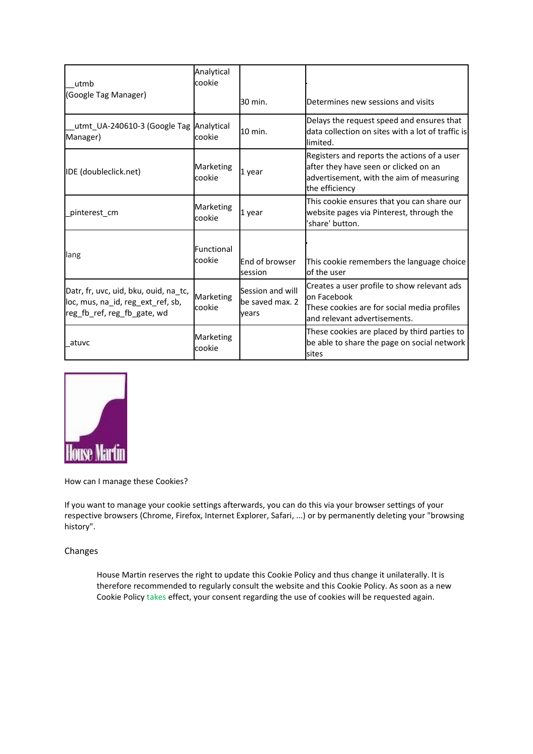| | | | |
|---|---|---|---|
| __utmb (Google Tag Manager) | Analytical cookie | 30 min. | Determines new sessions and visits |
| __utmt_UA-240610-3 (Google Tag Manager) | Analytical cookie | 10 min. | Delays the request speed and ensures that data collection on sites with a lot of traffic is limited. |
| IDE (doubleclick.net) | Marketing cookie | 1 year | Registers and reports the actions of a user after they have seen or clicked on an advertisement, with the aim of measuring the efficiency |
| _pinterest_cm | Marketing cookie | 1 year | This cookie ensures that you can share our website pages via Pinterest, through the 'share' button. |
| lang | Functional cookie | End of browser session | This cookie remembers the language choice of the user |
| Datr, fr, uvc, uid, bku, ouid, na_tc, loc, mus, na_id, reg_ext_ref, sb, reg_fb_ref, reg_fb_gate, wd | Marketing cookie | Session and will be saved max. 2 years | Creates a user profile to show relevant ads on Facebook These cookies are for social media profiles and relevant advertisements. |
| _atuvc | Marketing cookie | | These cookies are placed by third parties to be able to share the page on social network sites |

House Martin

How can I manage these Cookies?

If you want to manage your cookie settings afterwards, you can do this via your browser settings of your respective browsers (Chrome, Firefox, Internet Explorer, Safari, ...) or by permanently deleting your "browsing history".

Changes

House Martin reserves the right to update this Cookie Policy and thus change it unilaterally. It is therefore recommended to regularly consult the website and this Cookie Policy. As soon as a new Cookie Policy takes effect, your consent regarding the use of cookies will be requested again.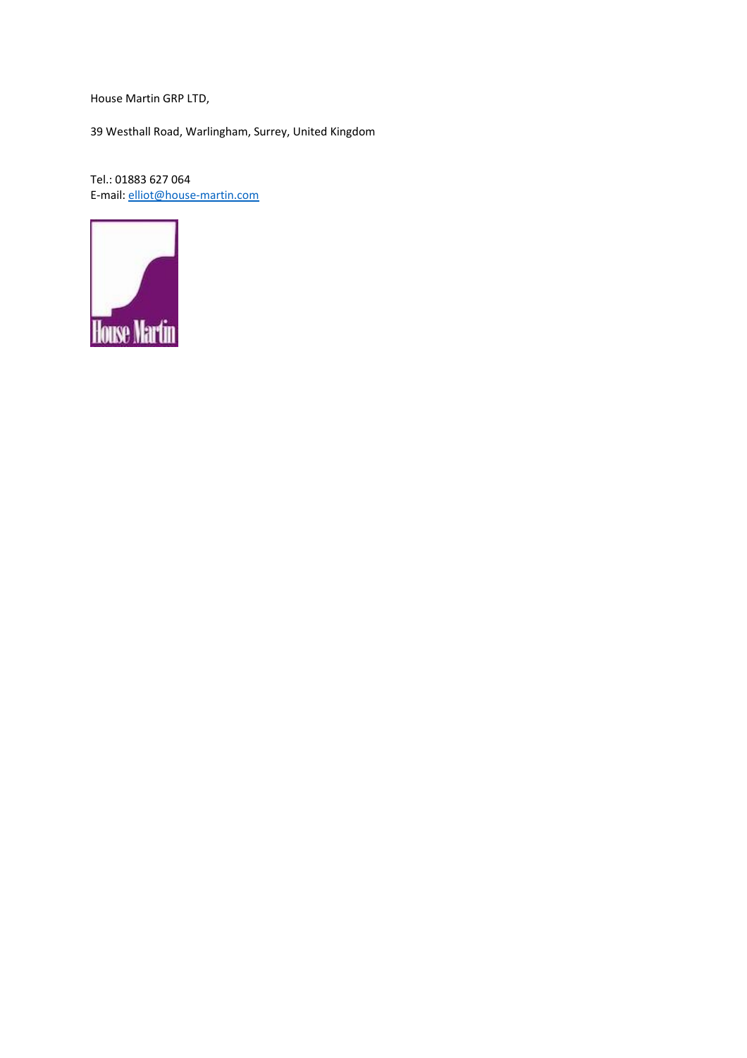House Martin GRP LTD,

39 Westhall Road, Warlingham, Surrey, United Kingdom

Tel.: 01883 627 064
E-mail: elliot@house-martin.com